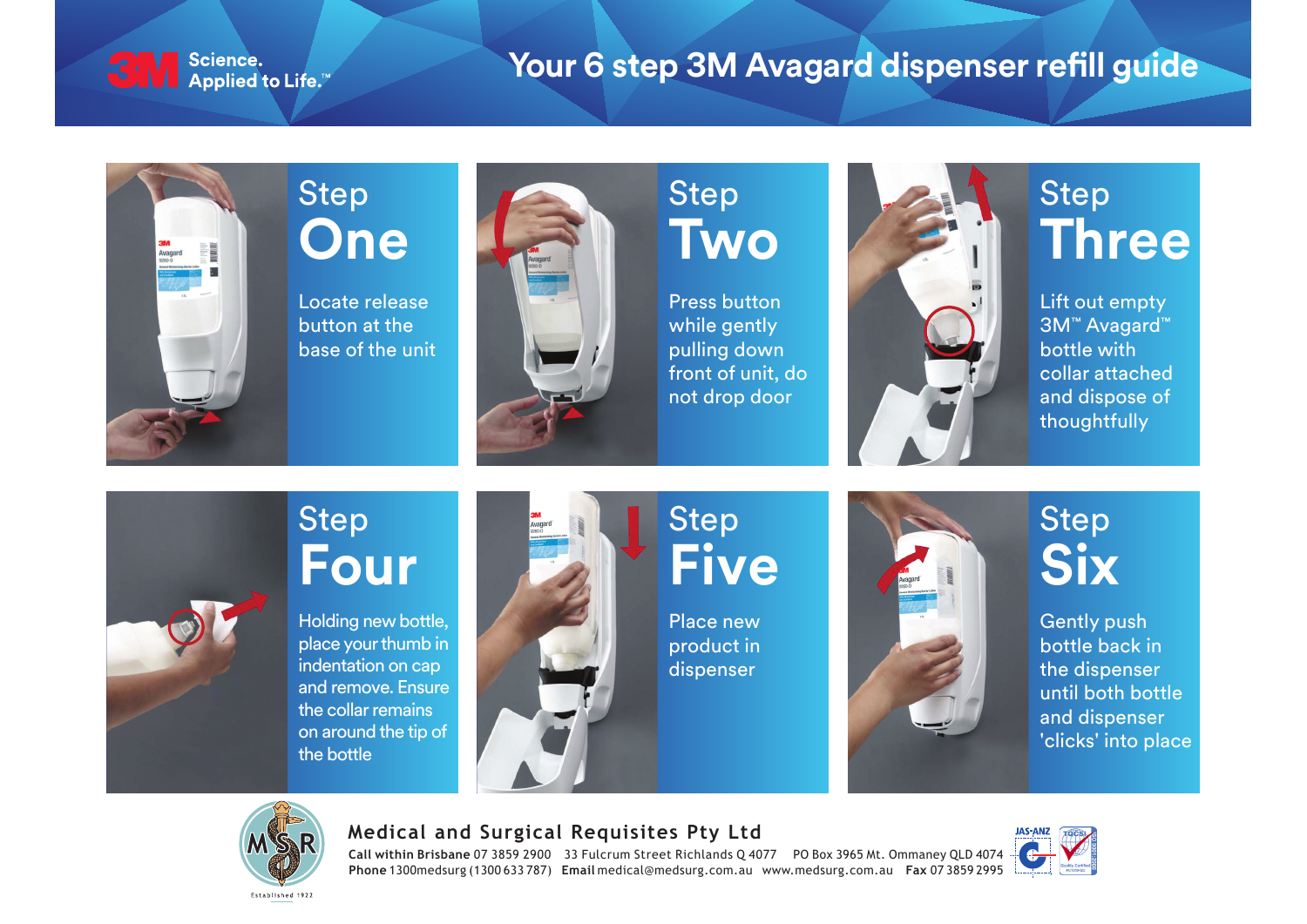3M Science. Applied to Life.™

# Your 6 step 3M Avagard dispenser refill guide

## Step One

Locate release button at the base of the unit

## Step Two

Press button while gently pulling down front of unit, do not drop door

## Step Three

Lift out empty 3M™ Avagard™ bottle with collar attached and dispose of thoughtfully

## Step Four

Holding new bottle, place your thumb in indentation on cap and remove. Ensure the collar remains on around the tip of the bottle

## Step Five

Place new product in dispenser

## Step Six

Gently push bottle back in the dispenser until both bottle and dispenser 'clicks' into place

---

MSR Established 1922

**Medical and Surgical Requisites Pty Ltd**

**Call within Brisbane** 07 3859 2900 33 Fulcrum Street Richlands Q 4077 PO Box 3965 Mt. Ommaney QLD 4074
**Phone** 1300medsurg (1300 633 787) **Email** medical@medsurg.com.au www.medsurg.com.au **Fax** 07 3859 2995

JAS-ANZ TQCSI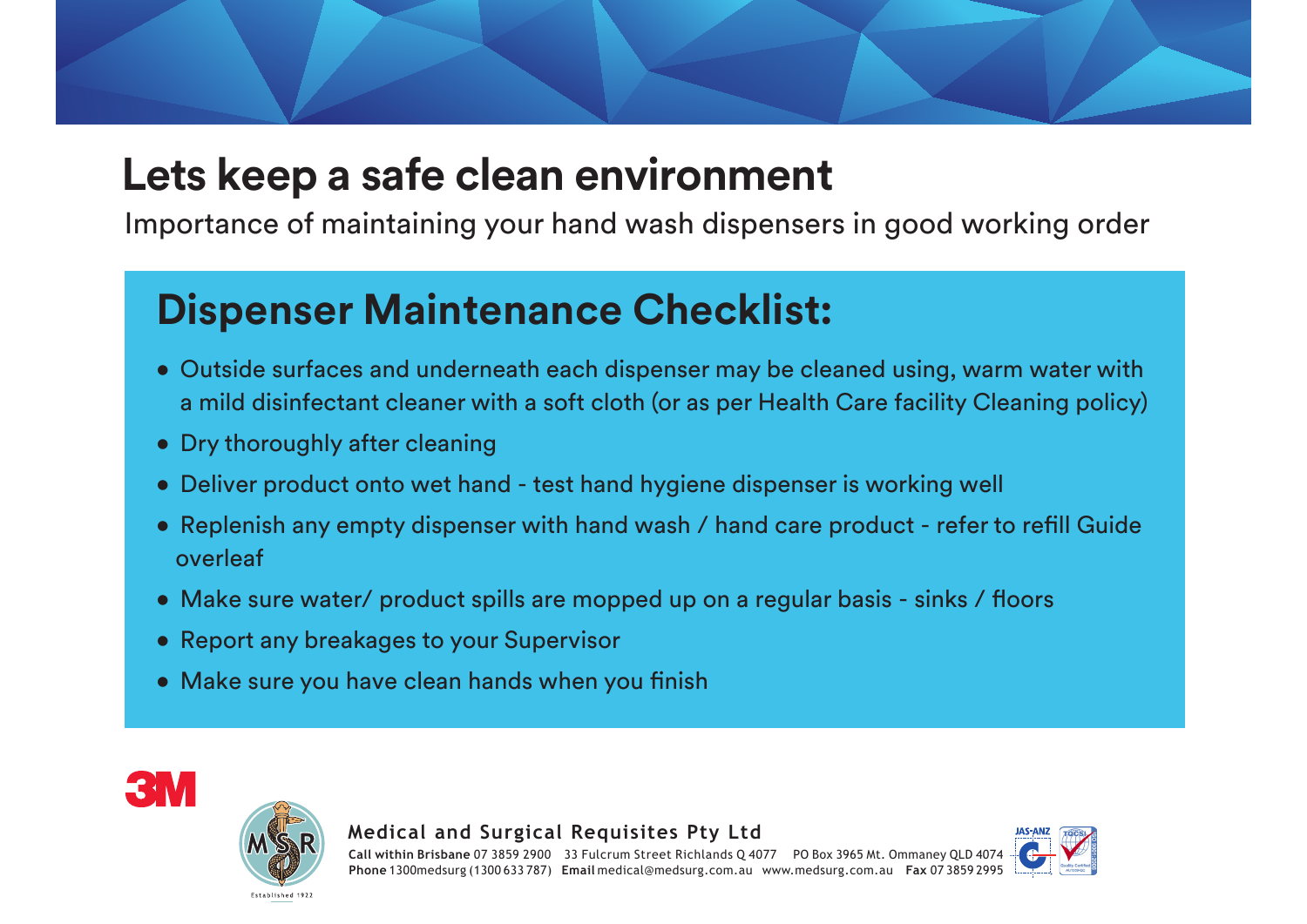# Lets keep a safe clean environment

Importance of maintaining your hand wash dispensers in good working order

## Dispenser Maintenance Checklist:

- Outside surfaces and underneath each dispenser may be cleaned using, warm water with a mild disinfectant cleaner with a soft cloth (or as per Health Care facility Cleaning policy)
- Dry thoroughly after cleaning
- Deliver product onto wet hand - test hand hygiene dispenser is working well
- Replenish any empty dispenser with hand wash / hand care product - refer to refill Guide overleaf
- Make sure water/ product spills are mopped up on a regular basis - sinks / floors
- Report any breakages to your Supervisor
- Make sure you have clean hands when you finish

3M

Established 1922

**Medical and Surgical Requisites Pty Ltd**

**Call within Brisbane** 07 3859 2900 33 Fulcrum Street Richlands Q 4077 PO Box 3965 Mt. Ommaney QLD 4074
**Phone** 1300medsurg (1300 633 787) **Email** medical@medsurg.com.au www.medsurg.com.au **Fax** 07 3859 2995